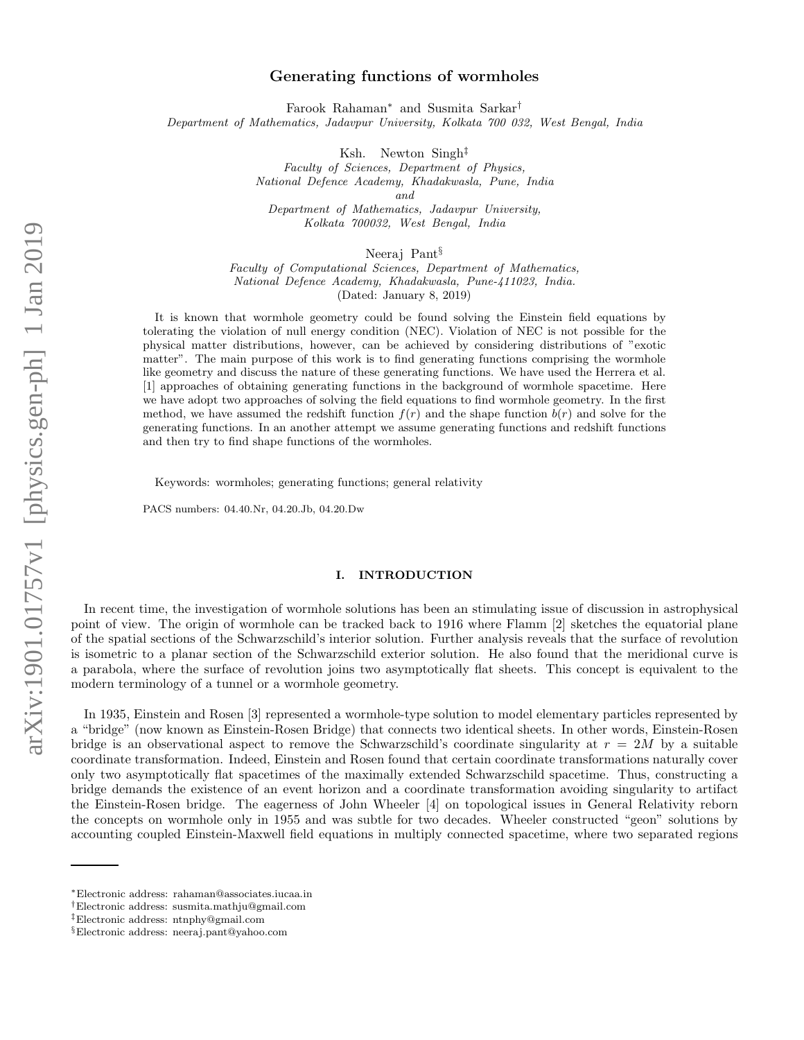# Generating functions of wormholes

Farook Rahaman* and Susmita Sarkar†

*Department of Mathematics, Jadavpur University, Kolkata 700 032, West Bengal, India*

Ksh. Newton Singh‡

*Faculty of Sciences, Department of Physics, National Defence Academy, Khadakwasla, Pune, India and Department of Mathematics, Jadavpur University, Kolkata 700032, West Bengal, India*

Neeraj Pant§

*Faculty of Computational Sciences, Department of Mathematics, National Defence Academy, Khadakwasla, Pune-411023, India.*

(Dated: January 8, 2019)

It is known that wormhole geometry could be found solving the Einstein field equations by tolerating the violation of null energy condition (NEC). Violation of NEC is not possible for the physical matter distributions, however, can be achieved by considering distributions of "exotic matter". The main purpose of this work is to find generating functions comprising the wormhole like geometry and discuss the nature of these generating functions. We have used the Herrera et al. [1] approaches of obtaining generating functions in the background of wormhole spacetime. Here we have adopt two approaches of solving the field equations to find wormhole geometry. In the first method, we have assumed the redshift function $f(r)$ and the shape function $b(r)$ and solve for the generating functions. In an another attempt we assume generating functions and redshift functions and then try to find shape functions of the wormholes.

Keywords: wormholes; generating functions; general relativity

PACS numbers: 04.40.Nr, 04.20.Jb, 04.20.Dw

## I. INTRODUCTION

In recent time, the investigation of wormhole solutions has been an stimulating issue of discussion in astrophysical point of view. The origin of wormhole can be tracked back to 1916 where Flamm [2] sketches the equatorial plane of the spatial sections of the Schwarzschild's interior solution. Further analysis reveals that the surface of revolution is isometric to a planar section of the Schwarzschild exterior solution. He also found that the meridional curve is a parabola, where the surface of revolution joins two asymptotically flat sheets. This concept is equivalent to the modern terminology of a tunnel or a wormhole geometry.

In 1935, Einstein and Rosen [3] represented a wormhole-type solution to model elementary particles represented by a "bridge" (now known as Einstein-Rosen Bridge) that connects two identical sheets. In other words, Einstein-Rosen bridge is an observational aspect to remove the Schwarzschild's coordinate singularity at $r = 2M$ by a suitable coordinate transformation. Indeed, Einstein and Rosen found that certain coordinate transformations naturally cover only two asymptotically flat spacetimes of the maximally extended Schwarzschild spacetime. Thus, constructing a bridge demands the existence of an event horizon and a coordinate transformation avoiding singularity to artifact the Einstein-Rosen bridge. The eagerness of John Wheeler [4] on topological issues in General Relativity reborn the concepts on wormhole only in 1955 and was subtle for two decades. Wheeler constructed "geon" solutions by accounting coupled Einstein-Maxwell field equations in multiply connected spacetime, where two separated regions

*Electronic address: rahaman@associates.iucaa.in
†Electronic address: susmita.mathju@gmail.com
‡Electronic address: ntnphy@gmail.com
§Electronic address: neeraj.pant@yahoo.com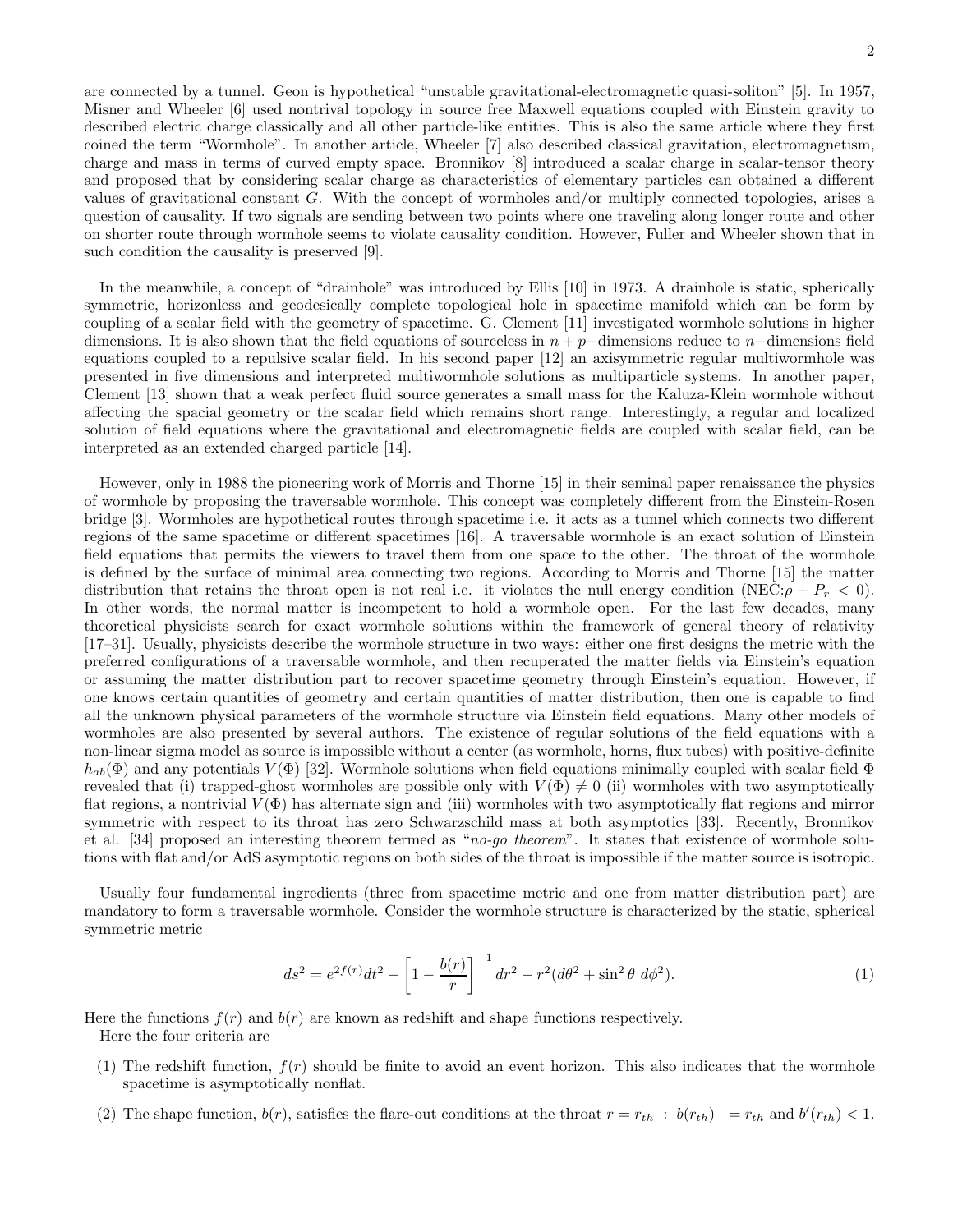are connected by a tunnel. Geon is hypothetical "unstable gravitational-electromagnetic quasi-soliton" [5]. In 1957, Misner and Wheeler [6] used nontrival topology in source free Maxwell equations coupled with Einstein gravity to described electric charge classically and all other particle-like entities. This is also the same article where they first coined the term "Wormhole". In another article, Wheeler [7] also described classical gravitation, electromagnetism, charge and mass in terms of curved empty space. Bronnikov [8] introduced a scalar charge in scalar-tensor theory and proposed that by considering scalar charge as characteristics of elementary particles can obtained a different values of gravitational constant $G$. With the concept of wormholes and/or multiply connected topologies, arises a question of causality. If two signals are sending between two points where one traveling along longer route and other on shorter route through wormhole seems to violate causality condition. However, Fuller and Wheeler shown that in such condition the causality is preserved [9].

In the meanwhile, a concept of "drainhole" was introduced by Ellis [10] in 1973. A drainhole is static, spherically symmetric, horizonless and geodesically complete topological hole in spacetime manifold which can be form by coupling of a scalar field with the geometry of spacetime. G. Clement [11] investigated wormhole solutions in higher dimensions. It is also shown that the field equations of sourceless in $n+p-$dimensions reduce to $n-$dimensions field equations coupled to a repulsive scalar field. In his second paper [12] an axisymmetric regular multiwormhole was presented in five dimensions and interpreted multiwormhole solutions as multiparticle systems. In another paper, Clement [13] shown that a weak perfect fluid source generates a small mass for the Kaluza-Klein wormhole without affecting the spacial geometry or the scalar field which remains short range. Interestingly, a regular and localized solution of field equations where the gravitational and electromagnetic fields are coupled with scalar field, can be interpreted as an extended charged particle [14].

However, only in 1988 the pioneering work of Morris and Thorne [15] in their seminal paper renaissance the physics of wormhole by proposing the traversable wormhole. This concept was completely different from the Einstein-Rosen bridge [3]. Wormholes are hypothetical routes through spacetime i.e. it acts as a tunnel which connects two different regions of the same spacetime or different spacetimes [16]. A traversable wormhole is an exact solution of Einstein field equations that permits the viewers to travel them from one space to the other. The throat of the wormhole is defined by the surface of minimal area connecting two regions. According to Morris and Thorne [15] the matter distribution that retains the throat open is not real i.e. it violates the null energy condition (NEC:$\rho + P_r < 0$). In other words, the normal matter is incompetent to hold a wormhole open. For the last few decades, many theoretical physicists search for exact wormhole solutions within the framework of general theory of relativity [17–31]. Usually, physicists describe the wormhole structure in two ways: either one first designs the metric with the preferred configurations of a traversable wormhole, and then recuperated the matter fields via Einstein's equation or assuming the matter distribution part to recover spacetime geometry through Einstein's equation. However, if one knows certain quantities of geometry and certain quantities of matter distribution, then one is capable to find all the unknown physical parameters of the wormhole structure via Einstein field equations. Many other models of wormholes are also presented by several authors. The existence of regular solutions of the field equations with a non-linear sigma model as source is impossible without a center (as wormhole, horns, flux tubes) with positive-definite $h_{ab}(\Phi)$ and any potentials $V(\Phi)$ [32]. Wormhole solutions when field equations minimally coupled with scalar field $\Phi$ revealed that (i) trapped-ghost wormholes are possible only with $V(\Phi) \neq 0$ (ii) wormholes with two asymptotically flat regions, a nontrivial $V(\Phi)$ has alternate sign and (iii) wormholes with two asymptotically flat regions and mirror symmetric with respect to its throat has zero Schwarzschild mass at both asymptotics [33]. Recently, Bronnikov et al. [34] proposed an interesting theorem termed as "*no-go theorem*". It states that existence of wormhole solutions with flat and/or AdS asymptotic regions on both sides of the throat is impossible if the matter source is isotropic.

Usually four fundamental ingredients (three from spacetime metric and one from matter distribution part) are mandatory to form a traversable wormhole. Consider the wormhole structure is characterized by the static, spherical symmetric metric

$$ds^2 = e^{2f(r)}dt^2 - \left[1 - \frac{b(r)}{r}\right]^{-1} dr^2 - r^2(d\theta^2 + \sin^2\theta \, d\phi^2). \tag{1}$$

Here the functions $f(r)$ and $b(r)$ are known as redshift and shape functions respectively.

Here the four criteria are

(1) The redshift function, $f(r)$ should be finite to avoid an event horizon. This also indicates that the wormhole spacetime is asymptotically nonflat.

(2) The shape function, $b(r)$, satisfies the flare-out conditions at the throat $r = r_{th}$ : $b(r_{th}) = r_{th}$ and $b'(r_{th}) < 1$.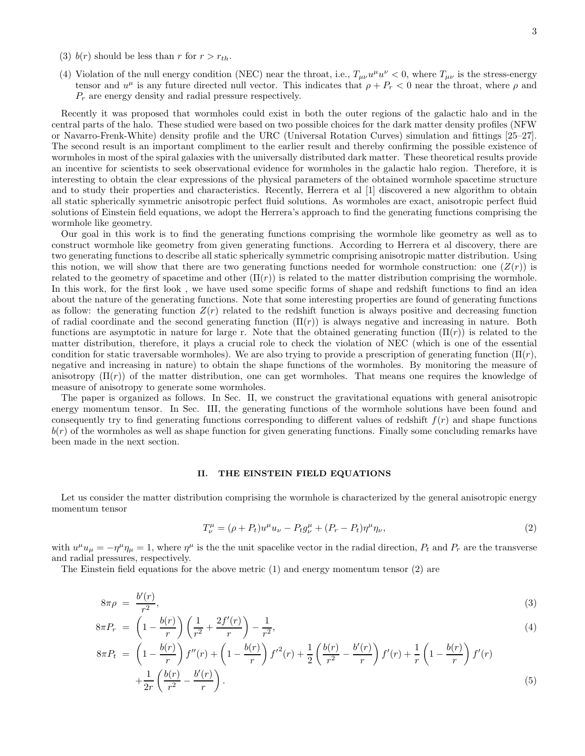(3) $b(r)$ should be less than $r$ for $r > r_{th}$.

(4) Violation of the null energy condition (NEC) near the throat, i.e., $T_{\mu\nu}u^\mu u^\nu < 0$, where $T_{\mu\nu}$ is the stress-energy tensor and $u^\mu$ is any future directed null vector. This indicates that $\rho + P_r < 0$ near the throat, where $\rho$ and $P_r$ are energy density and radial pressure respectively.

Recently it was proposed that wormholes could exist in both the outer regions of the galactic halo and in the central parts of the halo. These studied were based on two possible choices for the dark matter density profiles (NFW or Navarro-Frenk-White) density profile and the URC (Universal Rotation Curves) simulation and fittings [25–27]. The second result is an important compliment to the earlier result and thereby confirming the possible existence of wormholes in most of the spiral galaxies with the universally distributed dark matter. These theoretical results provide an incentive for scientists to seek observational evidence for wormholes in the galactic halo region. Therefore, it is interesting to obtain the clear expressions of the physical parameters of the obtained wormhole spacetime structure and to study their properties and characteristics. Recently, Herrera et al [1] discovered a new algorithm to obtain all static spherically symmetric anisotropic perfect fluid solutions. As wormholes are exact, anisotropic perfect fluid solutions of Einstein field equations, we adopt the Herrera's approach to find the generating functions comprising the wormhole like geometry.

Our goal in this work is to find the generating functions comprising the wormhole like geometry as well as to construct wormhole like geometry from given generating functions. According to Herrera et al discovery, there are two generating functions to describe all static spherically symmetric comprising anisotropic matter distribution. Using this notion, we will show that there are two generating functions needed for wormhole construction: one ($Z(r)$) is related to the geometry of spacetime and other ($\Pi(r)$) is related to the matter distribution comprising the wormhole. In this work, for the first look , we have used some specific forms of shape and redshift functions to find an idea about the nature of the generating functions. Note that some interesting properties are found of generating functions as follow: the generating function $Z(r)$ related to the redshift function is always positive and decreasing function of radial coordinate and the second generating function ($\Pi(r)$) is always negative and increasing in nature. Both functions are asymptotic in nature for large r. Note that the obtained generating function ($\Pi(r)$) is related to the matter distribution, therefore, it plays a crucial role to check the violation of NEC (which is one of the essential condition for static traversable wormholes). We are also trying to provide a prescription of generating function ($\Pi(r)$, negative and increasing in nature) to obtain the shape functions of the wormholes. By monitoring the measure of anisotropy ($\Pi(r)$) of the matter distribution, one can get wormholes. That means one requires the knowledge of measure of anisotropy to generate some wormholes.

The paper is organized as follows. In Sec. II, we construct the gravitational equations with general anisotropic energy momentum tensor. In Sec. III, the generating functions of the wormhole solutions have been found and consequently try to find generating functions corresponding to different values of redshift $f(r)$ and shape functions $b(r)$ of the wormholes as well as shape function for given generating functions. Finally some concluding remarks have been made in the next section.

## II. THE EINSTEIN FIELD EQUATIONS

Let us consider the matter distribution comprising the wormhole is characterized by the general anisotropic energy momentum tensor

$$T^\mu_\nu = (\rho + P_t)u^\mu u_\nu - P_t g^\mu_\nu + (P_r - P_t)\eta^\mu \eta_\nu, \tag{2}$$

with $u^\mu u_\mu = -\eta^\mu \eta_\mu = 1$, where $\eta^\mu$ is the the unit spacelike vector in the radial direction, $P_t$ and $P_r$ are the transverse and radial pressures, respectively.

The Einstein field equations for the above metric (1) and energy momentum tensor (2) are

$$8\pi\rho = \frac{b'(r)}{r^2}, \tag{3}$$

$$8\pi P_r = \left(1 - \frac{b(r)}{r}\right)\left(\frac{1}{r^2} + \frac{2f'(r)}{r}\right) - \frac{1}{r^2}, \tag{4}$$

$$8\pi P_t = \left(1 - \frac{b(r)}{r}\right)f''(r) + \left(1 - \frac{b(r)}{r}\right)f'^2(r) + \frac{1}{2}\left(\frac{b(r)}{r^2} - \frac{b'(r)}{r}\right)f'(r) + \frac{1}{r}\left(1 - \frac{b(r)}{r}\right)f'(r) + \frac{1}{2r}\left(\frac{b(r)}{r^2} - \frac{b'(r)}{r}\right). \tag{5}$$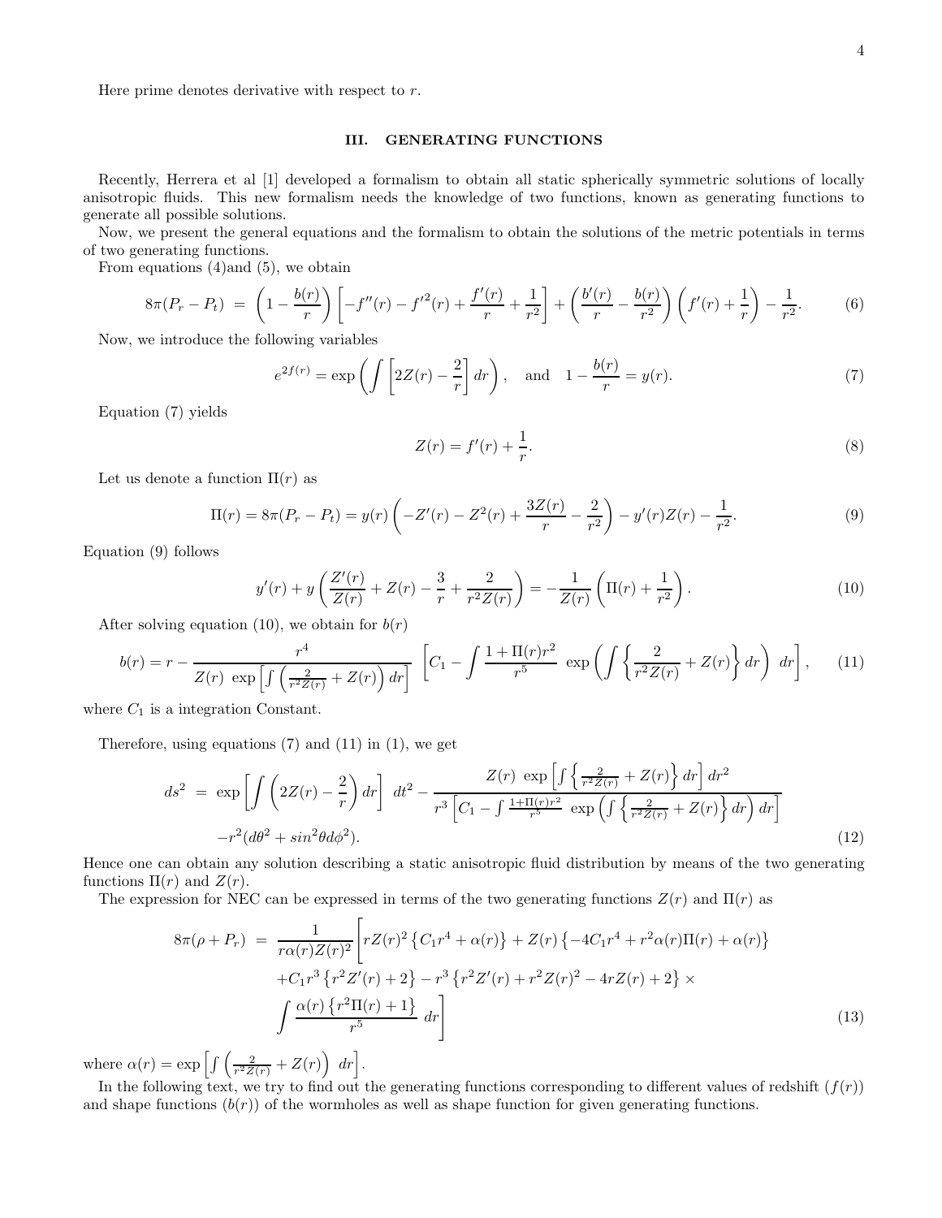Here prime denotes derivative with respect to $r$.

## III. GENERATING FUNCTIONS

Recently, Herrera et al [1] developed a formalism to obtain all static spherically symmetric solutions of locally anisotropic fluids. This new formalism needs the knowledge of two functions, known as generating functions to generate all possible solutions.

Now, we present the general equations and the formalism to obtain the solutions of the metric potentials in terms of two generating functions.

From equations (4)and (5), we obtain

$$8\pi(P_r - P_t) \;=\; \left(1-\frac{b(r)}{r}\right)\left[-f''(r) - f'^2(r) + \frac{f'(r)}{r} + \frac{1}{r^2}\right] + \left(\frac{b'(r)}{r} - \frac{b(r)}{r^2}\right)\left(f'(r) + \frac{1}{r}\right) - \frac{1}{r^2}. \tag{6}$$

Now, we introduce the following variables

$$e^{2f(r)} = \exp\left(\int \left[2Z(r) - \frac{2}{r}\right] dr\right), \quad \text{and} \quad 1 - \frac{b(r)}{r} = y(r). \tag{7}$$

Equation (7) yields

$$Z(r) = f'(r) + \frac{1}{r}. \tag{8}$$

Let us denote a function $\Pi(r)$ as

$$\Pi(r) = 8\pi(P_r - P_t) = y(r)\left(-Z'(r) - Z^2(r) + \frac{3Z(r)}{r} - \frac{2}{r^2}\right) - y'(r)Z(r) - \frac{1}{r^2}. \tag{9}$$

Equation (9) follows

$$y'(r) + y\left(\frac{Z'(r)}{Z(r)} + Z(r) - \frac{3}{r} + \frac{2}{r^2 Z(r)}\right) = -\frac{1}{Z(r)}\left(\Pi(r) + \frac{1}{r^2}\right). \tag{10}$$

After solving equation (10), we obtain for $b(r)$

$$b(r) = r - \frac{r^4}{Z(r)\,\exp\left[\int\left(\frac{2}{r^2 Z(r)} + Z(r)\right) dr\right]}\;\left[C_1 - \int \frac{1+\Pi(r) r^2}{r^5}\;\exp\left(\int\left\{\frac{2}{r^2 Z(r)} + Z(r)\right\} dr\right)\; dr\right], \tag{11}$$

where $C_1$ is a integration Constant.

Therefore, using equations (7) and (11) in (1), we get

$$\begin{aligned} ds^2 \;=\; & \exp\left[\int\left(2Z(r) - \frac{2}{r}\right) dr\right]\; dt^2 - \frac{Z(r)\;\exp\left[\int\left\{\frac{2}{r^2 Z(r)} + Z(r)\right\} dr\right] dr^2}{r^3\left[C_1 - \int \frac{1+\Pi(r) r^2}{r^5}\;\exp\left(\int\left\{\frac{2}{r^2 Z(r)} + Z(r)\right\} dr\right) dr\right]} \\ & - r^2(d\theta^2 + \sin^2\theta d\phi^2). \end{aligned} \tag{12}$$

Hence one can obtain any solution describing a static anisotropic fluid distribution by means of the two generating functions $\Pi(r)$ and $Z(r)$.

The expression for NEC can be expressed in terms of the two generating functions $Z(r)$ and $\Pi(r)$ as

$$\begin{aligned} 8\pi(\rho + P_r) \;=\; & \frac{1}{r\alpha(r) Z(r)^2}\Bigg[rZ(r)^2\left\{C_1 r^4 + \alpha(r)\right\} + Z(r)\left\{-4C_1 r^4 + r^2\alpha(r)\Pi(r) + \alpha(r)\right\} \\ & + C_1 r^3\left\{r^2 Z'(r) + 2\right\} - r^3\left\{r^2 Z'(r) + r^2 Z(r)^2 - 4rZ(r) + 2\right\} \times \\ & \int \frac{\alpha(r)\left\{r^2\Pi(r) + 1\right\}}{r^5}\; dr\Bigg] \end{aligned} \tag{13}$$

where $\alpha(r) = \exp\left[\int\left(\frac{2}{r^2 Z(r)} + Z(r)\right)\; dr\right]$.

In the following text, we try to find out the generating functions corresponding to different values of redshift ($f(r)$) and shape functions ($b(r)$) of the wormholes as well as shape function for given generating functions.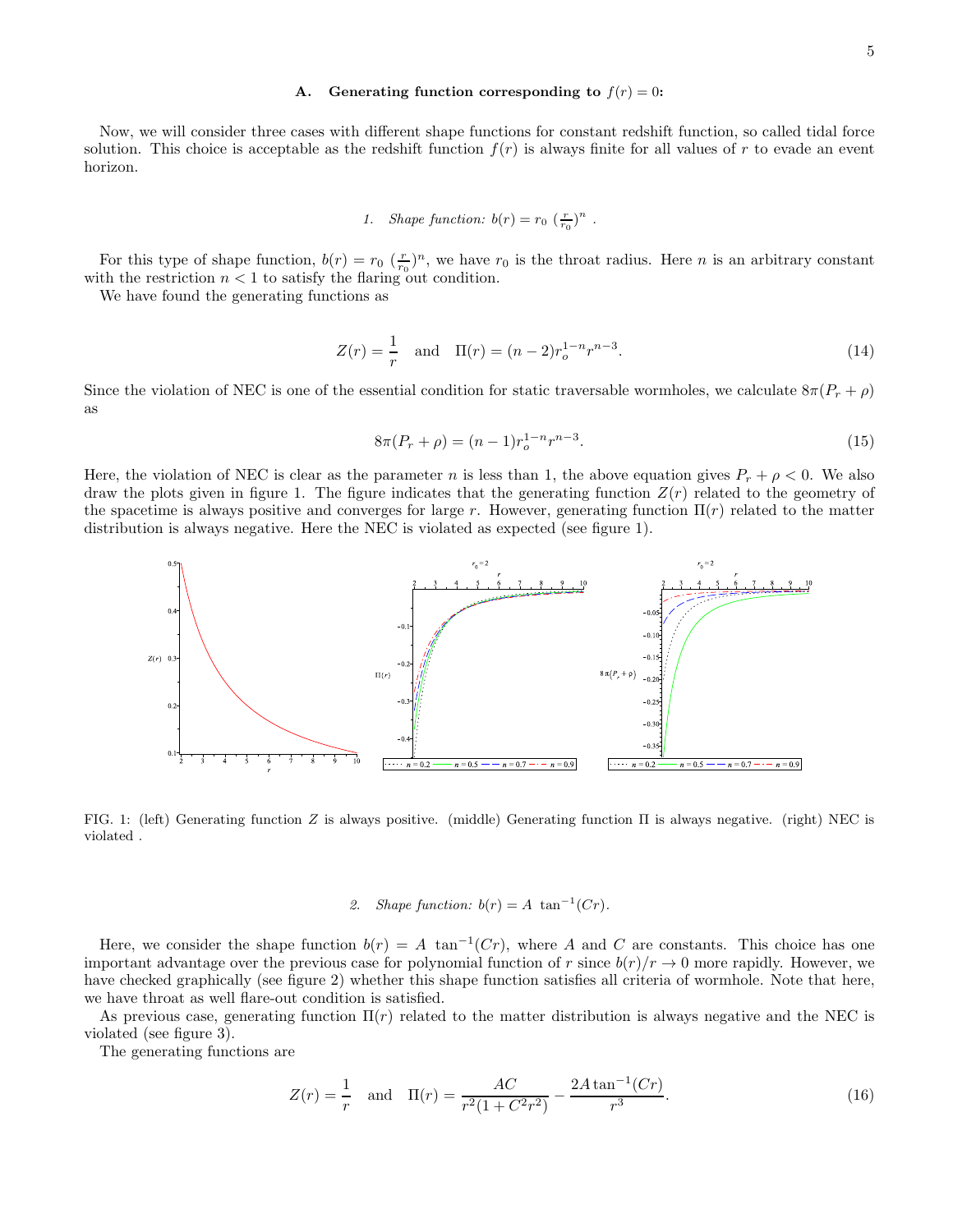### A. Generating function corresponding to $f(r) = 0$:

Now, we will consider three cases with different shape functions for constant redshift function, so called tidal force solution. This choice is acceptable as the redshift function $f(r)$ is always finite for all values of $r$ to evade an event horizon.

#### 1. Shape function: $b(r) = r_0\ (\frac{r}{r_0})^n$ .

For this type of shape function, $b(r) = r_0\ (\frac{r}{r_0})^n$, we have $r_0$ is the throat radius. Here $n$ is an arbitrary constant with the restriction $n < 1$ to satisfy the flaring out condition.

We have found the generating functions as

$$Z(r) = \frac{1}{r} \quad \text{and} \quad \Pi(r) = (n-2) r_o^{1-n} r^{n-3}. \tag{14}$$

Since the violation of NEC is one of the essential condition for static traversable wormholes, we calculate $8\pi(P_r + \rho)$ as

$$8\pi(P_r + \rho) = (n-1) r_o^{1-n} r^{n-3}. \tag{15}$$

Here, the violation of NEC is clear as the parameter $n$ is less than 1, the above equation gives $P_r + \rho < 0$. We also draw the plots given in figure 1. The figure indicates that the generating function $Z(r)$ related to the geometry of the spacetime is always positive and converges for large $r$. However, generating function $\Pi(r)$ related to the matter distribution is always negative. Here the NEC is violated as expected (see figure 1).

FIG. 1: (left) Generating function $Z$ is always positive. (middle) Generating function $\Pi$ is always negative. (right) NEC is violated .

#### 2. Shape function: $b(r) = A\ \tan^{-1}(Cr)$.

Here, we consider the shape function $b(r) = A\ \tan^{-1}(Cr)$, where $A$ and $C$ are constants. This choice has one important advantage over the previous case for polynomial function of $r$ since $b(r)/r \to 0$ more rapidly. However, we have checked graphically (see figure 2) whether this shape function satisfies all criteria of wormhole. Note that here, we have throat as well flare-out condition is satisfied.

As previous case, generating function $\Pi(r)$ related to the matter distribution is always negative and the NEC is violated (see figure 3).

The generating functions are

$$Z(r) = \frac{1}{r} \quad \text{and} \quad \Pi(r) = \frac{AC}{r^2(1 + C^2 r^2)} - \frac{2A \tan^{-1}(Cr)}{r^3}. \tag{16}$$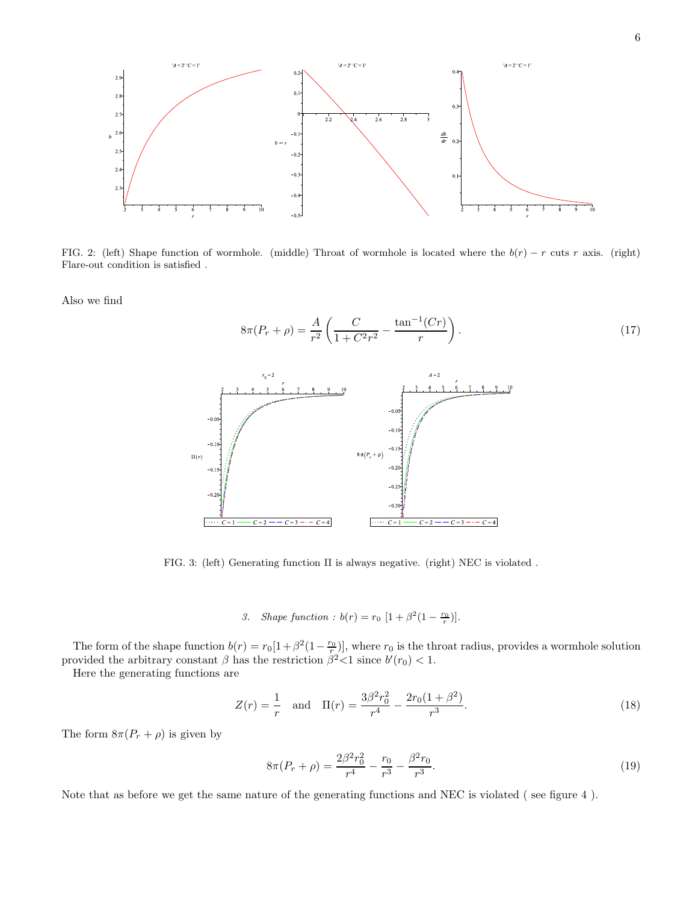FIG. 2: (left) Shape function of wormhole. (middle) Throat of wormhole is located where the $b(r) - r$ cuts $r$ axis. (right) Flare-out condition is satisfied .

Also we find

$$8\pi(P_r + \rho) = \frac{A}{r^2}\left(\frac{C}{1 + C^2 r^2} - \frac{\tan^{-1}(Cr)}{r}\right). \tag{17}$$

FIG. 3: (left) Generating function $\Pi$ is always negative. (right) NEC is violated .

### 3. *Shape function :* $b(r) = r_0\ [1 + \beta^2(1 - \frac{r_0}{r})]$.

The form of the shape function $b(r) = r_0[1+\beta^2(1-\frac{r_0}{r})]$, where $r_0$ is the throat radius, provides a wormhole solution provided the arbitrary constant $\beta$ has the restriction $\beta^2 < 1$ since $b'(r_0) < 1$.

Here the generating functions are

$$Z(r) = \frac{1}{r} \quad \text{and} \quad \Pi(r) = \frac{3\beta^2 r_0^2}{r^4} - \frac{2r_0(1+\beta^2)}{r^3}. \tag{18}$$

The form $8\pi(P_r + \rho)$ is given by

$$8\pi(P_r + \rho) = \frac{2\beta^2 r_0^2}{r^4} - \frac{r_0}{r^3} - \frac{\beta^2 r_0}{r^3}. \tag{19}$$

Note that as before we get the same nature of the generating functions and NEC is violated ( see figure 4 ).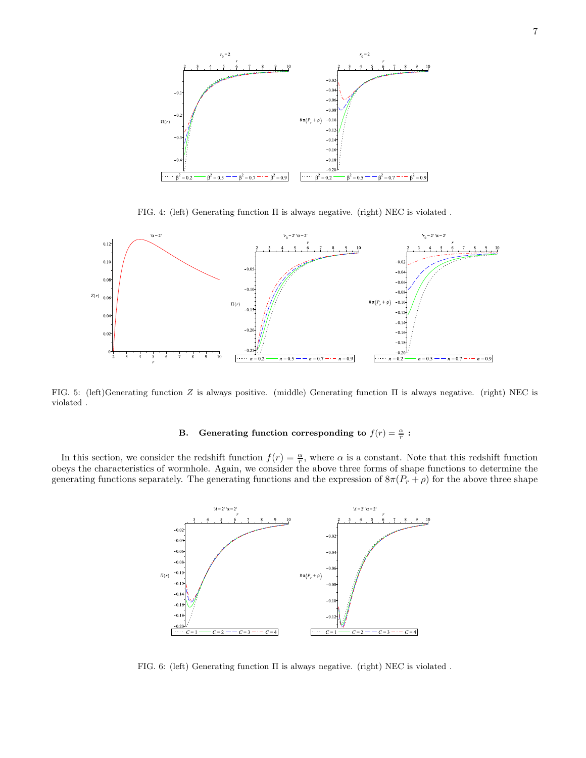FIG. 4: (left) Generating function $\Pi$ is always negative. (right) NEC is violated .

FIG. 5: (left)Generating function $Z$ is always positive. (middle) Generating function $\Pi$ is always negative. (right) NEC is violated .

### B. Generating function corresponding to $f(r) = \frac{\alpha}{r}$ :

In this section, we consider the redshift function $f(r) = \frac{\alpha}{r}$, where $\alpha$ is a constant. Note that this redshift function obeys the characteristics of wormhole. Again, we consider the above three forms of shape functions to determine the generating functions separately. The generating functions and the expression of $8\pi(P_r + \rho)$ for the above three shape

FIG. 6: (left) Generating function $\Pi$ is always negative. (right) NEC is violated .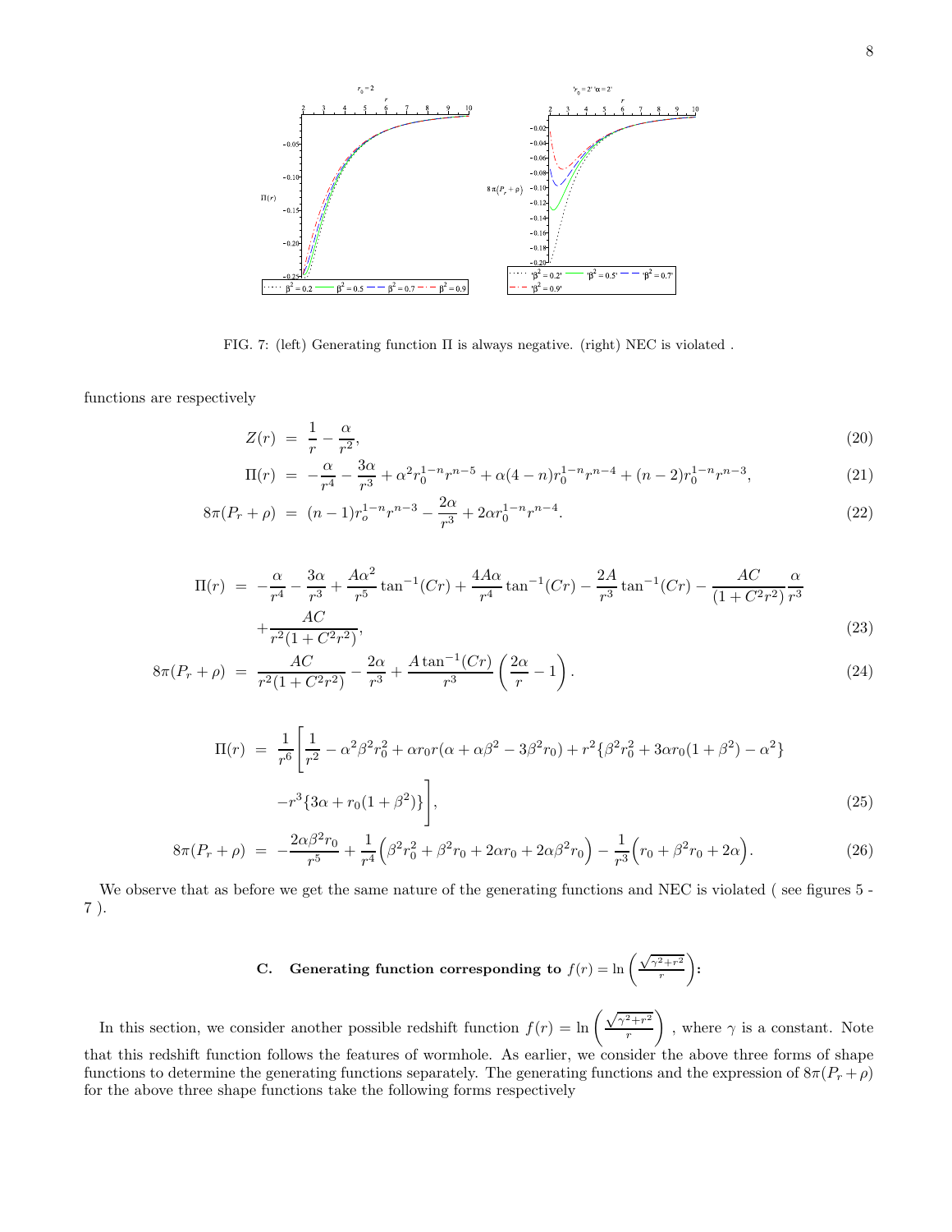FIG. 7: (left) Generating function Π is always negative. (right) NEC is violated .

functions are respectively

$$Z(r) = \frac{1}{r} - \frac{\alpha}{r^2}, \tag{20}$$

$$\Pi(r) = -\frac{\alpha}{r^4} - \frac{3\alpha}{r^3} + \alpha^2 r_0^{1-n} r^{n-5} + \alpha(4-n) r_0^{1-n} r^{n-4} + (n-2) r_0^{1-n} r^{n-3}, \tag{21}$$

$$8\pi(P_r + \rho) = (n-1) r_o^{1-n} r^{n-3} - \frac{2\alpha}{r^3} + 2\alpha r_0^{1-n} r^{n-4}. \tag{22}$$

$$\Pi(r) = -\frac{\alpha}{r^4} - \frac{3\alpha}{r^3} + \frac{A\alpha^2}{r^5}\tan^{-1}(Cr) + \frac{4A\alpha}{r^4}\tan^{-1}(Cr) - \frac{2A}{r^3}\tan^{-1}(Cr) - \frac{AC}{(1+C^2r^2)}\frac{\alpha}{r^3} + \frac{AC}{r^2(1+C^2r^2)}, \tag{23}$$

$$8\pi(P_r + \rho) = \frac{AC}{r^2(1+C^2r^2)} - \frac{2\alpha}{r^3} + \frac{A\tan^{-1}(Cr)}{r^3}\left(\frac{2\alpha}{r} - 1\right). \tag{24}$$

$$\Pi(r) = \frac{1}{r^6}\Bigg[\frac{1}{r^2} - \alpha^2\beta^2 r_0^2 + \alpha r_0 r(\alpha + \alpha\beta^2 - 3\beta^2 r_0) + r^2\{\beta^2 r_0^2 + 3\alpha r_0(1+\beta^2) - \alpha^2\} - r^3\{3\alpha + r_0(1+\beta^2)\}\Bigg], \tag{25}$$

$$8\pi(P_r + \rho) = -\frac{2\alpha\beta^2 r_0}{r^5} + \frac{1}{r^4}\Big(\beta^2 r_0^2 + \beta^2 r_0 + 2\alpha r_0 + 2\alpha\beta^2 r_0\Big) - \frac{1}{r^3}\Big(r_0 + \beta^2 r_0 + 2\alpha\Big). \tag{26}$$

We observe that as before we get the same nature of the generating functions and NEC is violated ( see figures 5 - 7 ).

### C. Generating function corresponding to $f(r) = \ln\left(\frac{\sqrt{\gamma^2+r^2}}{r}\right)$:

In this section, we consider another possible redshift function $f(r) = \ln\left(\frac{\sqrt{\gamma^2+r^2}}{r}\right)$ , where $\gamma$ is a constant. Note that this redshift function follows the features of wormhole. As earlier, we consider the above three forms of shape functions to determine the generating functions separately. The generating functions and the expression of $8\pi(P_r+\rho)$ for the above three shape functions take the following forms respectively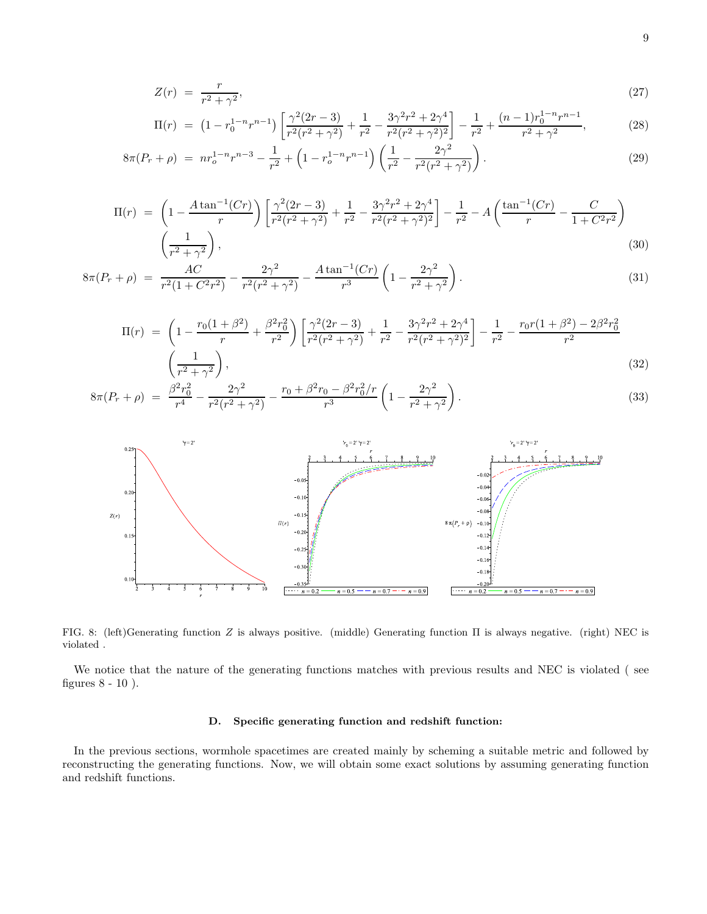$$Z(r) = \frac{r}{r^2+\gamma^2}, \tag{27}$$

$$\Pi(r) = \left(1 - r_0^{1-n} r^{n-1}\right)\left[\frac{\gamma^2(2r-3)}{r^2(r^2+\gamma^2)} + \frac{1}{r^2} - \frac{3\gamma^2 r^2 + 2\gamma^4}{r^2(r^2+\gamma^2)^2}\right] - \frac{1}{r^2} + \frac{(n-1) r_0^{1-n} r^{n-1}}{r^2+\gamma^2}, \tag{28}$$

$$8\pi(P_r+\rho) = n r_o^{1-n} r^{n-3} - \frac{1}{r^2} + \left(1 - r_o^{1-n} r^{n-1}\right)\left(\frac{1}{r^2} - \frac{2\gamma^2}{r^2(r^2+\gamma^2)}\right). \tag{29}$$

$$\Pi(r) = \left(1 - \frac{A\tan^{-1}(Cr)}{r}\right)\left[\frac{\gamma^2(2r-3)}{r^2(r^2+\gamma^2)} + \frac{1}{r^2} - \frac{3\gamma^2 r^2 + 2\gamma^4}{r^2(r^2+\gamma^2)^2}\right] - \frac{1}{r^2} - A\left(\frac{\tan^{-1}(Cr)}{r} - \frac{C}{1+C^2r^2}\right)\left(\frac{1}{r^2+\gamma^2}\right), \tag{30}$$

$$8\pi(P_r+\rho) = \frac{AC}{r^2(1+C^2r^2)} - \frac{2\gamma^2}{r^2(r^2+\gamma^2)} - \frac{A\tan^{-1}(Cr)}{r^3}\left(1 - \frac{2\gamma^2}{r^2+\gamma^2}\right). \tag{31}$$

$$\Pi(r) = \left(1 - \frac{r_0(1+\beta^2)}{r} + \frac{\beta^2 r_0^2}{r^2}\right)\left[\frac{\gamma^2(2r-3)}{r^2(r^2+\gamma^2)} + \frac{1}{r^2} - \frac{3\gamma^2 r^2 + 2\gamma^4}{r^2(r^2+\gamma^2)^2}\right] - \frac{1}{r^2} - \frac{r_0 r(1+\beta^2) - 2\beta^2 r_0^2}{r^2}\left(\frac{1}{r^2+\gamma^2}\right), \tag{32}$$

$$8\pi(P_r+\rho) = \frac{\beta^2 r_0^2}{r^4} - \frac{2\gamma^2}{r^2(r^2+\gamma^2)} - \frac{r_0 + \beta^2 r_0 - \beta^2 r_0^2/r}{r^3}\left(1 - \frac{2\gamma^2}{r^2+\gamma^2}\right). \tag{33}$$

FIG. 8: (left)Generating function $Z$ is always positive. (middle) Generating function $\Pi$ is always negative. (right) NEC is violated .

We notice that the nature of the generating functions matches with previous results and NEC is violated ( see figures 8 - 10 ).

### D. Specific generating function and redshift function:

In the previous sections, wormhole spacetimes are created mainly by scheming a suitable metric and followed by reconstructing the generating functions. Now, we will obtain some exact solutions by assuming generating function and redshift functions.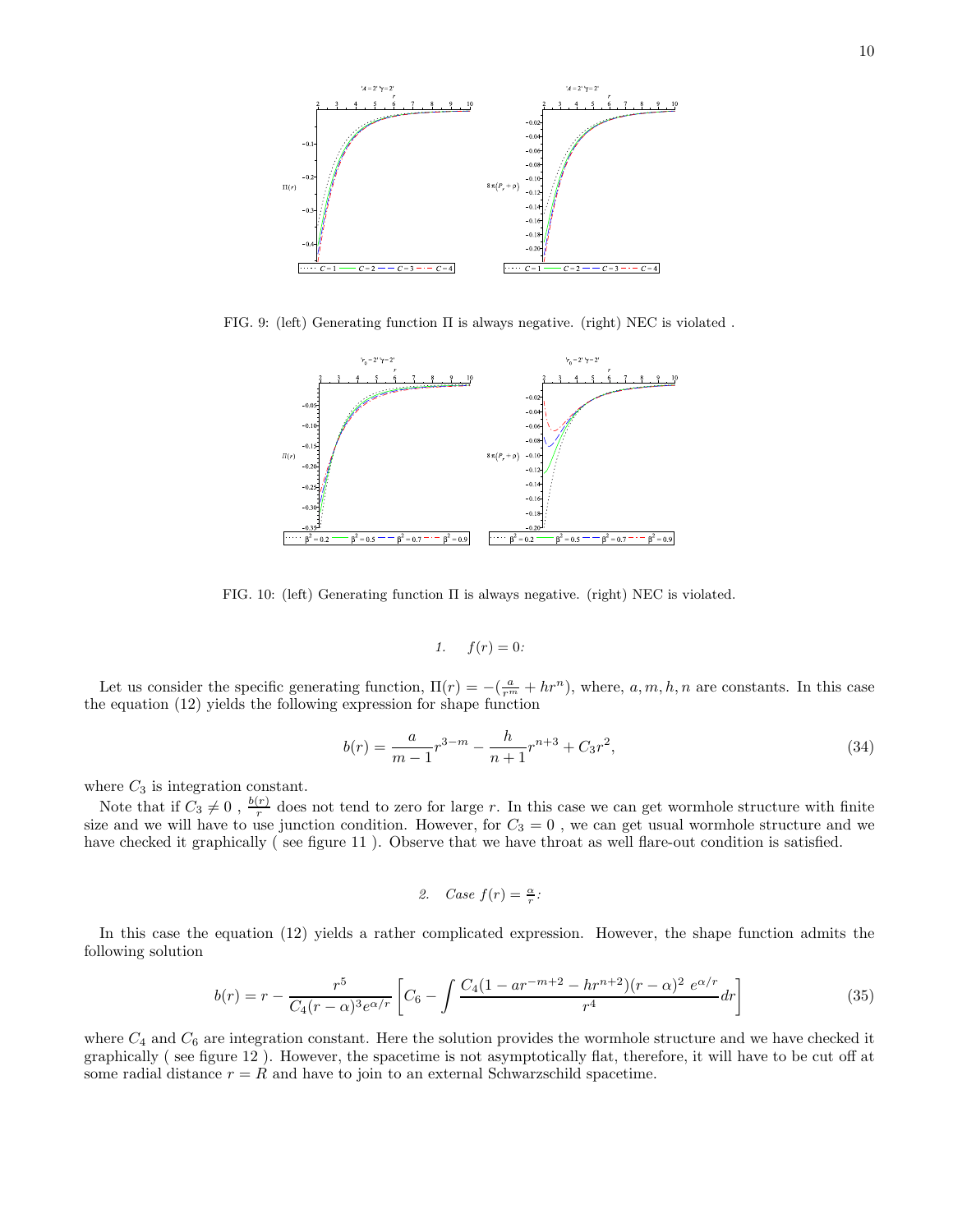FIG. 9: (left) Generating function Π is always negative. (right) NEC is violated .

FIG. 10: (left) Generating function Π is always negative. (right) NEC is violated.

#### 1. $f(r) = 0$:

Let us consider the specific generating function, $\Pi(r) = -(\frac{a}{r^m} + hr^n)$, where, $a, m, h, n$ are constants. In this case the equation (12) yields the following expression for shape function

$$b(r) = \frac{a}{m-1}r^{3-m} - \frac{h}{n+1}r^{n+3} + C_3r^2, \tag{34}$$

where $C_3$ is integration constant.

Note that if $C_3 \neq 0$ , $\frac{b(r)}{r}$ does not tend to zero for large $r$. In this case we can get wormhole structure with finite size and we will have to use junction condition. However, for $C_3 = 0$ , we can get usual wormhole structure and we have checked it graphically ( see figure 11 ). Observe that we have throat as well flare-out condition is satisfied.

#### 2. Case $f(r) = \frac{\alpha}{r}$:

In this case the equation (12) yields a rather complicated expression. However, the shape function admits the following solution

$$b(r) = r - \frac{r^5}{C_4(r-\alpha)^3 e^{\alpha/r}}\left[C_6 - \int \frac{C_4(1 - ar^{-m+2} - hr^{n+2})(r-\alpha)^2\ e^{\alpha/r}}{r^4}dr\right] \tag{35}$$

where $C_4$ and $C_6$ are integration constant. Here the solution provides the wormhole structure and we have checked it graphically ( see figure 12 ). However, the spacetime is not asymptotically flat, therefore, it will have to be cut off at some radial distance $r = R$ and have to join to an external Schwarzschild spacetime.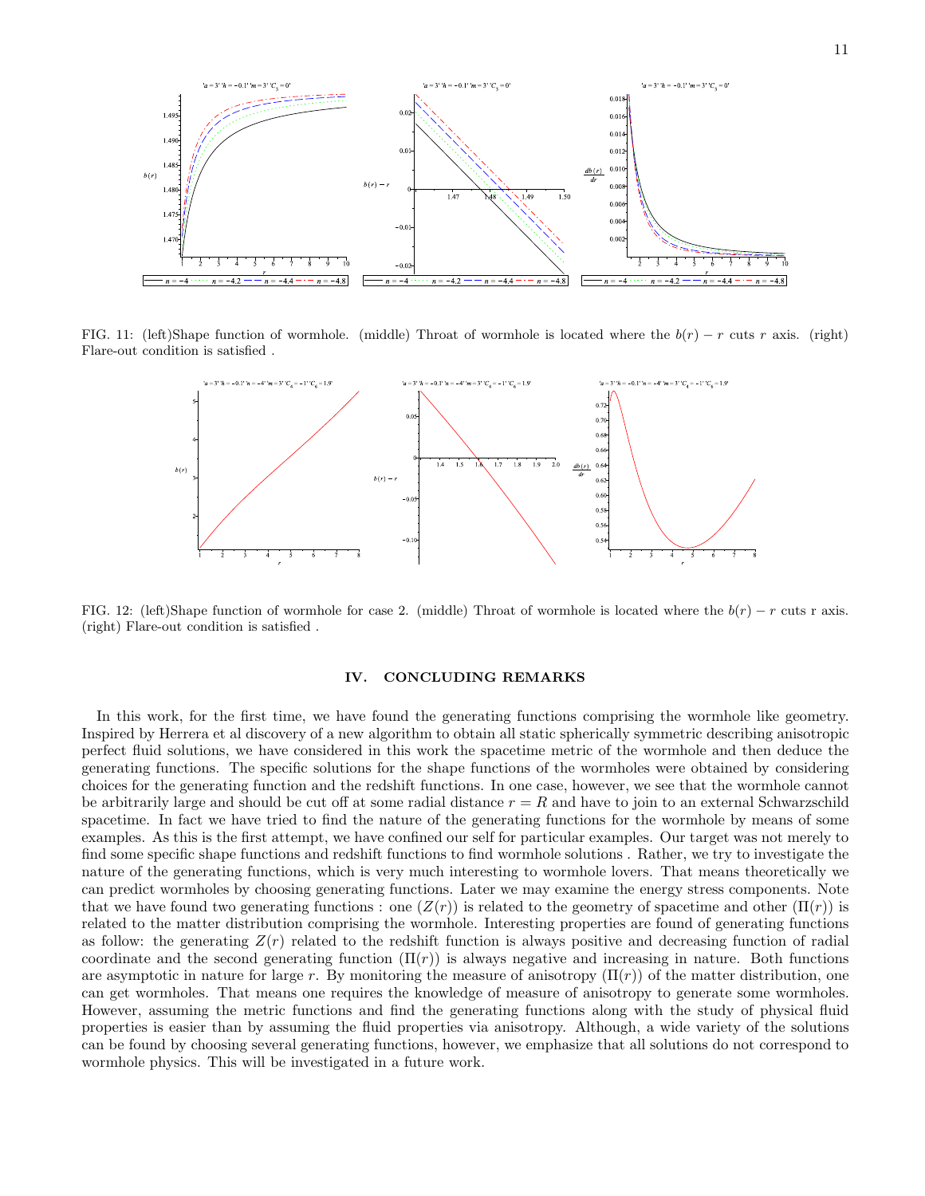'a = 3' 'h = −0.1' 'm = 3' 'C_3 = 0'

$b(r)$

$r$

$n = -4$ $n = -4.2$ $n = -4.4$ $n = -4.8$

'a = 3' 'h = −0.1' 'm = 3' 'C_3 = 0'

$b(r) - r$

$n = -4$ $n = -4.2$ $n = -4.4$ $n = -4.8$

'a = 3' 'h = −0.1' 'm = 3' 'C_3 = 0'

$\frac{db(r)}{dr}$

$r$

$n = -4$ $n = -4.2$ $n = -4.4$ $n = -4.8$

FIG. 11: (left)Shape function of wormhole. (middle) Throat of wormhole is located where the $b(r) - r$ cuts $r$ axis. (right) Flare-out condition is satisfied .

'a = 3' 'h = −0.1' 'n = −4' 'm = 3' 'C_4 = −1' 'C_6 = 1.9'

$b(r)$

$r$

'a = 3' 'h = −0.1' 'n = −4' 'm = 3' 'C_4 = −1' 'C_6 = 1.9'

$b(r) - r$

'a = 3' 'h = −0.1' 'n = −4' 'm = 3' 'C_4 = −1' 'C_6 = 1.9'

$\frac{db(r)}{dr}$

$r$

FIG. 12: (left)Shape function of wormhole for case 2. (middle) Throat of wormhole is located where the $b(r) - r$ cuts r axis. (right) Flare-out condition is satisfied .

## IV. CONCLUDING REMARKS

In this work, for the first time, we have found the generating functions comprising the wormhole like geometry. Inspired by Herrera et al discovery of a new algorithm to obtain all static spherically symmetric describing anisotropic perfect fluid solutions, we have considered in this work the spacetime metric of the wormhole and then deduce the generating functions. The specific solutions for the shape functions of the wormholes were obtained by considering choices for the generating function and the redshift functions. In one case, however, we see that the wormhole cannot be arbitrarily large and should be cut off at some radial distance $r = R$ and have to join to an external Schwarzschild spacetime. In fact we have tried to find the nature of the generating functions for the wormhole by means of some examples. As this is the first attempt, we have confined our self for particular examples. Our target was not merely to find some specific shape functions and redshift functions to find wormhole solutions . Rather, we try to investigate the nature of the generating functions, which is very much interesting to wormhole lovers. That means theoretically we can predict wormholes by choosing generating functions. Later we may examine the energy stress components. Note that we have found two generating functions : one ($Z(r)$) is related to the geometry of spacetime and other ($\Pi(r)$) is related to the matter distribution comprising the wormhole. Interesting properties are found of generating functions as follow: the generating $Z(r)$ related to the redshift function is always positive and decreasing function of radial coordinate and the second generating function ($\Pi(r)$) is always negative and increasing in nature. Both functions are asymptotic in nature for large $r$. By monitoring the measure of anisotropy ($\Pi(r)$) of the matter distribution, one can get wormholes. That means one requires the knowledge of measure of anisotropy to generate some wormholes. However, assuming the metric functions and find the generating functions along with the study of physical fluid properties is easier than by assuming the fluid properties via anisotropy. Although, a wide variety of the solutions can be found by choosing several generating functions, however, we emphasize that all solutions do not correspond to wormhole physics. This will be investigated in a future work.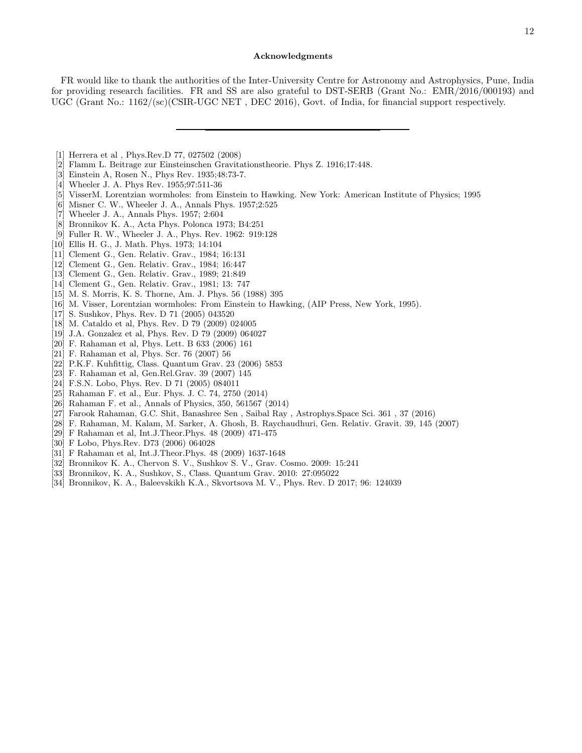## Acknowledgments

FR would like to thank the authorities of the Inter-University Centre for Astronomy and Astrophysics, Pune, India for providing research facilities. FR and SS are also grateful to DST-SERB (Grant No.: EMR/2016/000193) and UGC (Grant No.: 1162/(sc)(CSIR-UGC NET , DEC 2016), Govt. of India, for financial support respectively.

---

[1] Herrera et al , Phys.Rev.D 77, 027502 (2008)
[2] Flamm L. Beitrage zur Einsteinschen Gravitationstheorie. Phys Z. 1916;17:448.
[3] Einstein A, Rosen N., Phys Rev. 1935;48:73-7.
[4] Wheeler J. A. Phys Rev. 1955;97:511-36
[5] VisserM. Lorentzian wormholes: from Einstein to Hawking. New York: American Institute of Physics; 1995
[6] Misner C. W., Wheeler J. A., Annals Phys. 1957;2:525
[7] Wheeler J. A., Annals Phys. 1957; 2:604
[8] Bronnikov K. A., Acta Phys. Polonca 1973; B4:251
[9] Fuller R. W., Wheeler J. A., Phys. Rev. 1962: 919:128
[10] Ellis H. G., J. Math. Phys. 1973; 14:104
[11] Clement G., Gen. Relativ. Grav., 1984; 16:131
[12] Clement G., Gen. Relativ. Grav., 1984; 16:447
[13] Clement G., Gen. Relativ. Grav., 1989; 21:849
[14] Clement G., Gen. Relativ. Grav., 1981; 13: 747
[15] M. S. Morris, K. S. Thorne, Am. J. Phys. 56 (1988) 395
[16] M. Visser, Lorentzian wormholes: From Einstein to Hawking, (AIP Press, New York, 1995).
[17] S. Sushkov, Phys. Rev. D 71 (2005) 043520
[18] M. Cataldo et al, Phys. Rev. D 79 (2009) 024005
[19] J.A. Gonzalez et al, Phys. Rev. D 79 (2009) 064027
[20] F. Rahaman et al, Phys. Lett. B 633 (2006) 161
[21] F. Rahaman et al, Phys. Scr. 76 (2007) 56
[22] P.K.F. Kuhfittig, Class. Quantum Grav. 23 (2006) 5853
[23] F. Rahaman et al, Gen.Rel.Grav. 39 (2007) 145
[24] F.S.N. Lobo, Phys. Rev. D 71 (2005) 084011
[25] Rahaman F. et al., Eur. Phys. J. C. 74, 2750 (2014)
[26] Rahaman F. et al., Annals of Physics, 350, 561567 (2014)
[27] Farook Rahaman, G.C. Shit, Banashree Sen , Saibal Ray , Astrophys.Space Sci. 361 , 37 (2016)
[28] F. Rahaman, M. Kalam, M. Sarker, A. Ghosh, B. Raychaudhuri, Gen. Relativ. Gravit. 39, 145 (2007)
[29] F Rahaman et al, Int.J.Theor.Phys. 48 (2009) 471-475
[30] F Lobo, Phys.Rev. D73 (2006) 064028
[31] F Rahaman et al, Int.J.Theor.Phys. 48 (2009) 1637-1648
[32] Bronnikov K. A., Chervon S. V., Sushkov S. V., Grav. Cosmo. 2009: 15:241
[33] Bronnikov, K. A., Sushkov, S., Class. Quantum Grav. 2010: 27:095022
[34] Bronnikov, K. A., Baleevskikh K.A., Skvortsova M. V., Phys. Rev. D 2017; 96: 124039